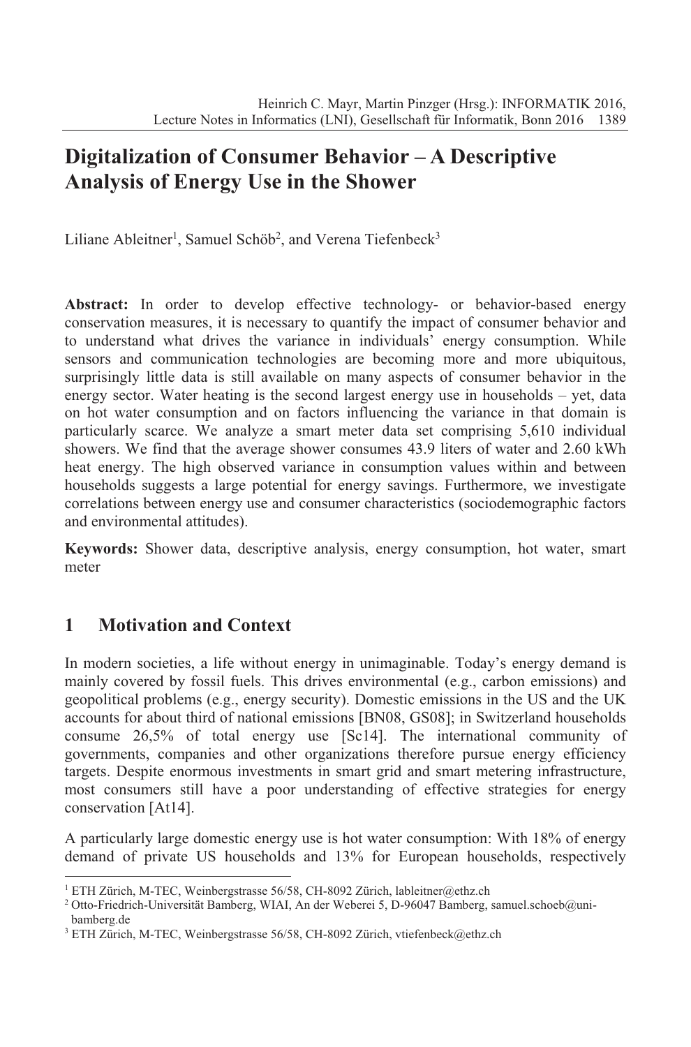# Digitalization of Consumer Behavior – A Descriptive Analysis of Energy Use in the Shower

Liliane Ableitner[1], Samuel Schöb[2], and Verena Tiefenbeck[3]

**Abstract:** In order to develop effective technology- or behavior-based energy conservation measures, it is necessary to quantify the impact of consumer behavior and to understand what drives the variance in individuals' energy consumption. While sensors and communication technologies are becoming more and more ubiquitous, surprisingly little data is still available on many aspects of consumer behavior in the energy sector. Water heating is the second largest energy use in households – yet, data on hot water consumption and on factors influencing the variance in that domain is particularly scarce. We analyze a smart meter data set comprising 5,610 individual showers. We find that the average shower consumes 43.9 liters of water and 2.60 kWh heat energy. The high observed variance in consumption values within and between households suggests a large potential for energy savings. Furthermore, we investigate correlations between energy use and consumer characteristics (sociodemographic factors and environmental attitudes).

**Keywords:** Shower data, descriptive analysis, energy consumption, hot water, smart meter

## 1 Motivation and Context

In modern societies, a life without energy in unimaginable. Today's energy demand is mainly covered by fossil fuels. This drives environmental (e.g., carbon emissions) and geopolitical problems (e.g., energy security). Domestic emissions in the US and the UK accounts for about third of national emissions [BN08, GS08]; in Switzerland households consume 26,5% of total energy use [Sc14]. The international community of governments, companies and other organizations therefore pursue energy efficiency targets. Despite enormous investments in smart grid and smart metering infrastructure, most consumers still have a poor understanding of effective strategies for energy conservation [At14].

A particularly large domestic energy use is hot water consumption: With 18% of energy demand of private US households and 13% for European households, respectively

---

[1] ETH Zürich, M-TEC, Weinbergstrasse 56/58, CH-8092 Zürich, lableitner@ethz.ch

[2] Otto-Friedrich-Universität Bamberg, WIAI, An der Weberei 5, D-96047 Bamberg, samuel.schoeb@uni-bamberg.de

[3] ETH Zürich, M-TEC, Weinbergstrasse 56/58, CH-8092 Zürich, vtiefenbeck@ethz.ch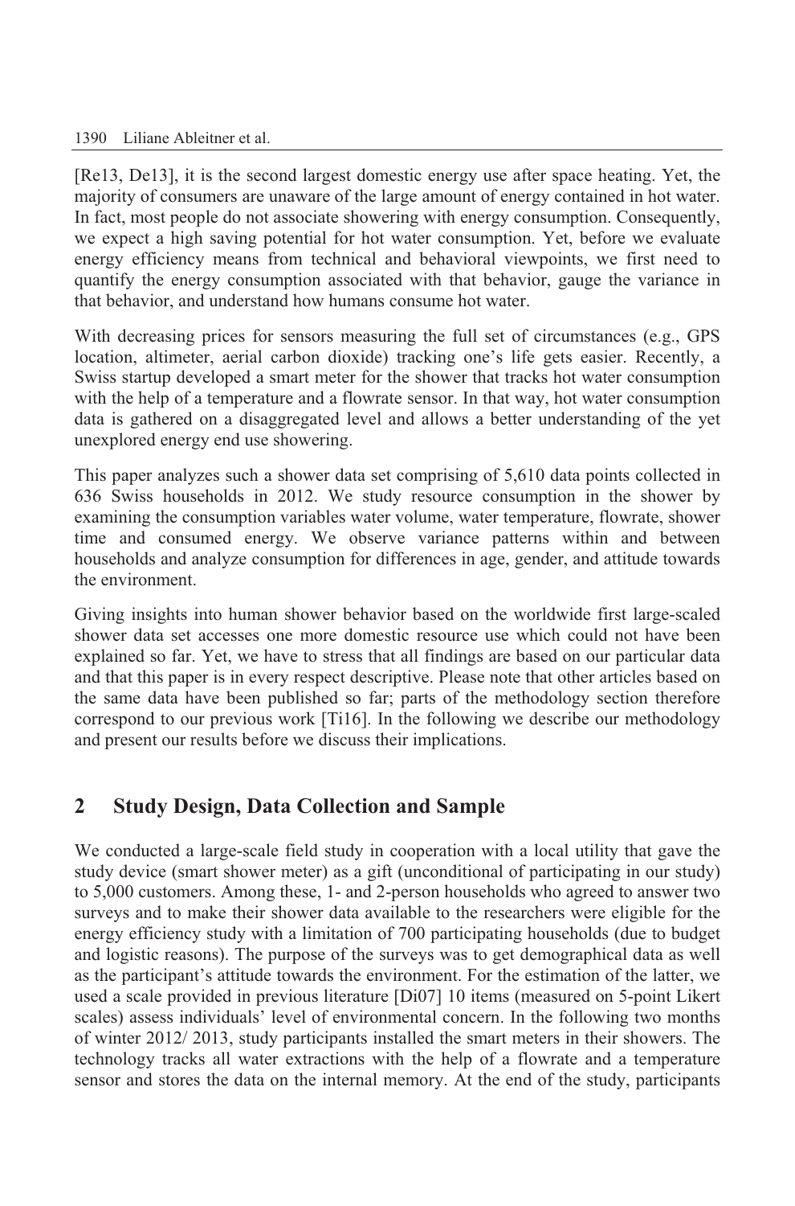[Re13, De13], it is the second largest domestic energy use after space heating. Yet, the majority of consumers are unaware of the large amount of energy contained in hot water. In fact, most people do not associate showering with energy consumption. Consequently, we expect a high saving potential for hot water consumption. Yet, before we evaluate energy efficiency means from technical and behavioral viewpoints, we first need to quantify the energy consumption associated with that behavior, gauge the variance in that behavior, and understand how humans consume hot water.

With decreasing prices for sensors measuring the full set of circumstances (e.g., GPS location, altimeter, aerial carbon dioxide) tracking one's life gets easier. Recently, a Swiss startup developed a smart meter for the shower that tracks hot water consumption with the help of a temperature and a flowrate sensor. In that way, hot water consumption data is gathered on a disaggregated level and allows a better understanding of the yet unexplored energy end use showering.

This paper analyzes such a shower data set comprising of 5,610 data points collected in 636 Swiss households in 2012. We study resource consumption in the shower by examining the consumption variables water volume, water temperature, flowrate, shower time and consumed energy. We observe variance patterns within and between households and analyze consumption for differences in age, gender, and attitude towards the environment.

Giving insights into human shower behavior based on the worldwide first large-scaled shower data set accesses one more domestic resource use which could not have been explained so far. Yet, we have to stress that all findings are based on our particular data and that this paper is in every respect descriptive. Please note that other articles based on the same data have been published so far; parts of the methodology section therefore correspond to our previous work [Ti16]. In the following we describe our methodology and present our results before we discuss their implications.

## 2 Study Design, Data Collection and Sample

We conducted a large-scale field study in cooperation with a local utility that gave the study device (smart shower meter) as a gift (unconditional of participating in our study) to 5,000 customers. Among these, 1- and 2-person households who agreed to answer two surveys and to make their shower data available to the researchers were eligible for the energy efficiency study with a limitation of 700 participating households (due to budget and logistic reasons). The purpose of the surveys was to get demographical data as well as the participant's attitude towards the environment. For the estimation of the latter, we used a scale provided in previous literature [Di07] 10 items (measured on 5-point Likert scales) assess individuals' level of environmental concern. In the following two months of winter 2012/ 2013, study participants installed the smart meters in their showers. The technology tracks all water extractions with the help of a flowrate and a temperature sensor and stores the data on the internal memory. At the end of the study, participants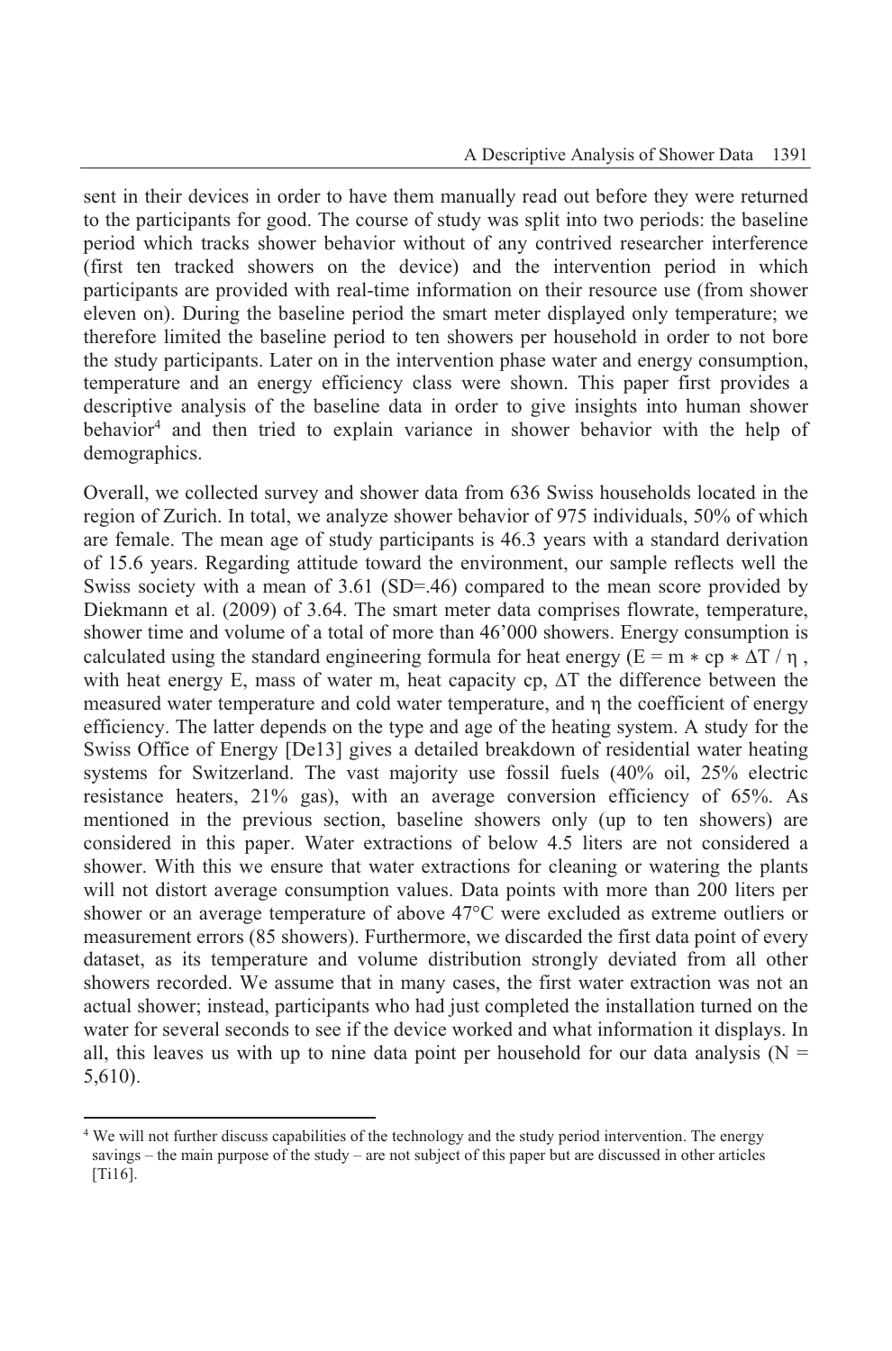sent in their devices in order to have them manually read out before they were returned to the participants for good. The course of study was split into two periods: the baseline period which tracks shower behavior without of any contrived researcher interference (first ten tracked showers on the device) and the intervention period in which participants are provided with real-time information on their resource use (from shower eleven on). During the baseline period the smart meter displayed only temperature; we therefore limited the baseline period to ten showers per household in order to not bore the study participants. Later on in the intervention phase water and energy consumption, temperature and an energy efficiency class were shown. This paper first provides a descriptive analysis of the baseline data in order to give insights into human shower behavior[4] and then tried to explain variance in shower behavior with the help of demographics.

Overall, we collected survey and shower data from 636 Swiss households located in the region of Zurich. In total, we analyze shower behavior of 975 individuals, 50% of which are female. The mean age of study participants is 46.3 years with a standard derivation of 15.6 years. Regarding attitude toward the environment, our sample reflects well the Swiss society with a mean of 3.61 (SD=.46) compared to the mean score provided by Diekmann et al. (2009) of 3.64. The smart meter data comprises flowrate, temperature, shower time and volume of a total of more than 46'000 showers. Energy consumption is calculated using the standard engineering formula for heat energy ($E = m * cp * \Delta T / \eta$, with heat energy E, mass of water m, heat capacity cp, $\Delta T$ the difference between the measured water temperature and cold water temperature, and $\eta$ the coefficient of energy efficiency. The latter depends on the type and age of the heating system. A study for the Swiss Office of Energy [De13] gives a detailed breakdown of residential water heating systems for Switzerland. The vast majority use fossil fuels (40% oil, 25% electric resistance heaters, 21% gas), with an average conversion efficiency of 65%. As mentioned in the previous section, baseline showers only (up to ten showers) are considered in this paper. Water extractions of below 4.5 liters are not considered a shower. With this we ensure that water extractions for cleaning or watering the plants will not distort average consumption values. Data points with more than 200 liters per shower or an average temperature of above 47°C were excluded as extreme outliers or measurement errors (85 showers). Furthermore, we discarded the first data point of every dataset, as its temperature and volume distribution strongly deviated from all other showers recorded. We assume that in many cases, the first water extraction was not an actual shower; instead, participants who had just completed the installation turned on the water for several seconds to see if the device worked and what information it displays. In all, this leaves us with up to nine data point per household for our data analysis (N = 5,610).

[4] We will not further discuss capabilities of the technology and the study period intervention. The energy savings – the main purpose of the study – are not subject of this paper but are discussed in other articles [Ti16].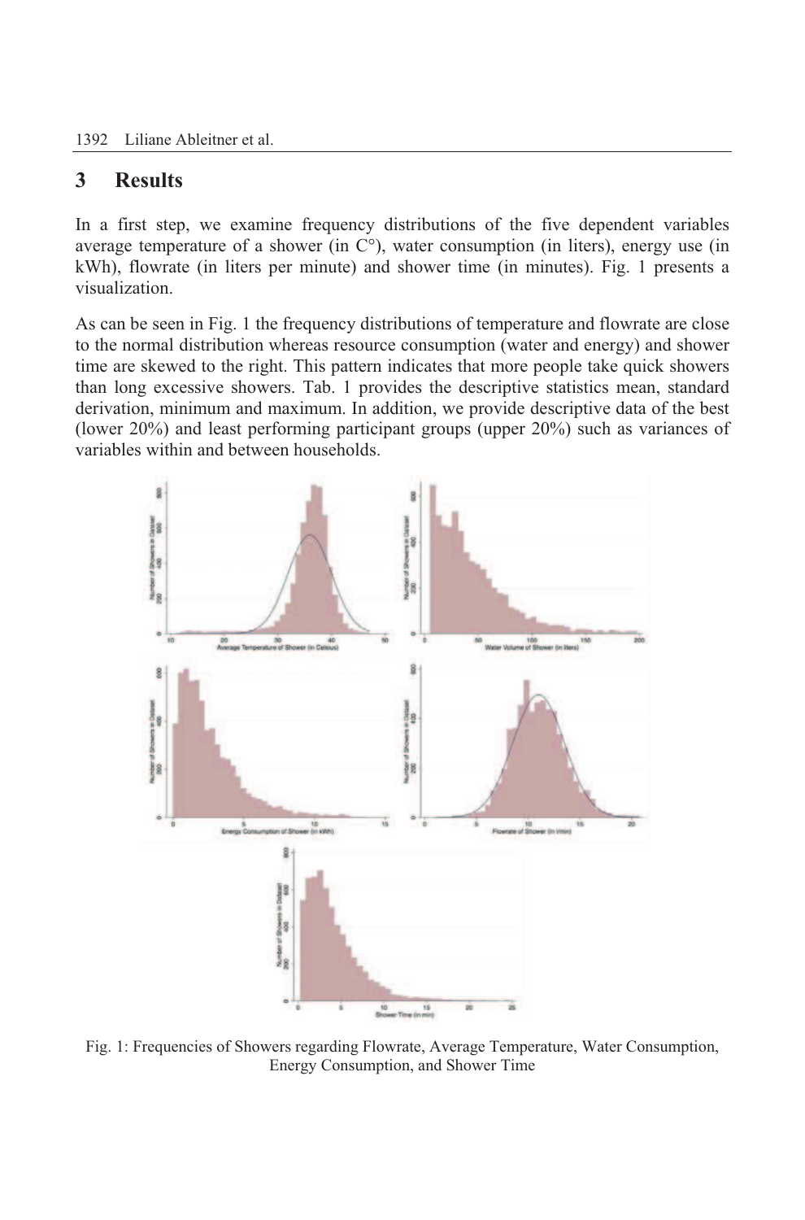## 3 Results

In a first step, we examine frequency distributions of the five dependent variables average temperature of a shower (in C°), water consumption (in liters), energy use (in kWh), flowrate (in liters per minute) and shower time (in minutes). Fig. 1 presents a visualization.

As can be seen in Fig. 1 the frequency distributions of temperature and flowrate are close to the normal distribution whereas resource consumption (water and energy) and shower time are skewed to the right. This pattern indicates that more people take quick showers than long excessive showers. Tab. 1 provides the descriptive statistics mean, standard derivation, minimum and maximum. In addition, we provide descriptive data of the best (lower 20%) and least performing participant groups (upper 20%) such as variances of variables within and between households.

Fig. 1: Frequencies of Showers regarding Flowrate, Average Temperature, Water Consumption, Energy Consumption, and Shower Time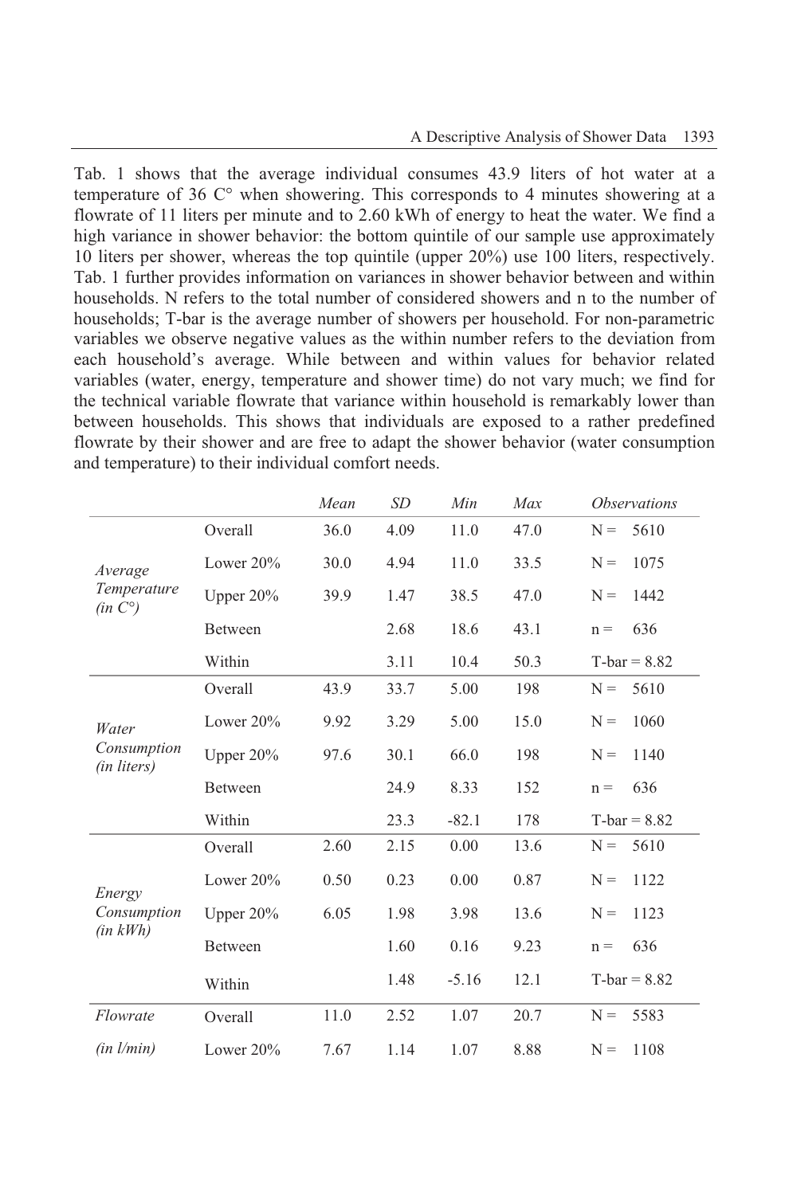Tab. 1 shows that the average individual consumes 43.9 liters of hot water at a temperature of 36 C° when showering. This corresponds to 4 minutes showering at a flowrate of 11 liters per minute and to 2.60 kWh of energy to heat the water. We find a high variance in shower behavior: the bottom quintile of our sample use approximately 10 liters per shower, whereas the top quintile (upper 20%) use 100 liters, respectively. Tab. 1 further provides information on variances in shower behavior between and within households. N refers to the total number of considered showers and n to the number of households; T-bar is the average number of showers per household. For non-parametric variables we observe negative values as the within number refers to the deviation from each household's average. While between and within values for behavior related variables (water, energy, temperature and shower time) do not vary much; we find for the technical variable flowrate that variance within household is remarkably lower than between households. This shows that individuals are exposed to a rather predefined flowrate by their shower and are free to adapt the shower behavior (water consumption and temperature) to their individual comfort needs.

| | | *Mean* | *SD* | *Min* | *Max* | *Observations* |
|---|---|---|---|---|---|---|
| *Average Temperature (in C°)* | Overall | 36.0 | 4.09 | 11.0 | 47.0 | N = 5610 |
| | Lower 20% | 30.0 | 4.94 | 11.0 | 33.5 | N = 1075 |
| | Upper 20% | 39.9 | 1.47 | 38.5 | 47.0 | N = 1442 |
| | Between | | 2.68 | 18.6 | 43.1 | n = 636 |
| | Within | | 3.11 | 10.4 | 50.3 | T-bar = 8.82 |
| *Water Consumption (in liters)* | Overall | 43.9 | 33.7 | 5.00 | 198 | N = 5610 |
| | Lower 20% | 9.92 | 3.29 | 5.00 | 15.0 | N = 1060 |
| | Upper 20% | 97.6 | 30.1 | 66.0 | 198 | N = 1140 |
| | Between | | 24.9 | 8.33 | 152 | n = 636 |
| | Within | | 23.3 | -82.1 | 178 | T-bar = 8.82 |
| *Energy Consumption (in kWh)* | Overall | 2.60 | 2.15 | 0.00 | 13.6 | N = 5610 |
| | Lower 20% | 0.50 | 0.23 | 0.00 | 0.87 | N = 1122 |
| | Upper 20% | 6.05 | 1.98 | 3.98 | 13.6 | N = 1123 |
| | Between | | 1.60 | 0.16 | 9.23 | n = 636 |
| | Within | | 1.48 | -5.16 | 12.1 | T-bar = 8.82 |
| *Flowrate (in l/min)* | Overall | 11.0 | 2.52 | 1.07 | 20.7 | N = 5583 |
| | Lower 20% | 7.67 | 1.14 | 1.07 | 8.88 | N = 1108 |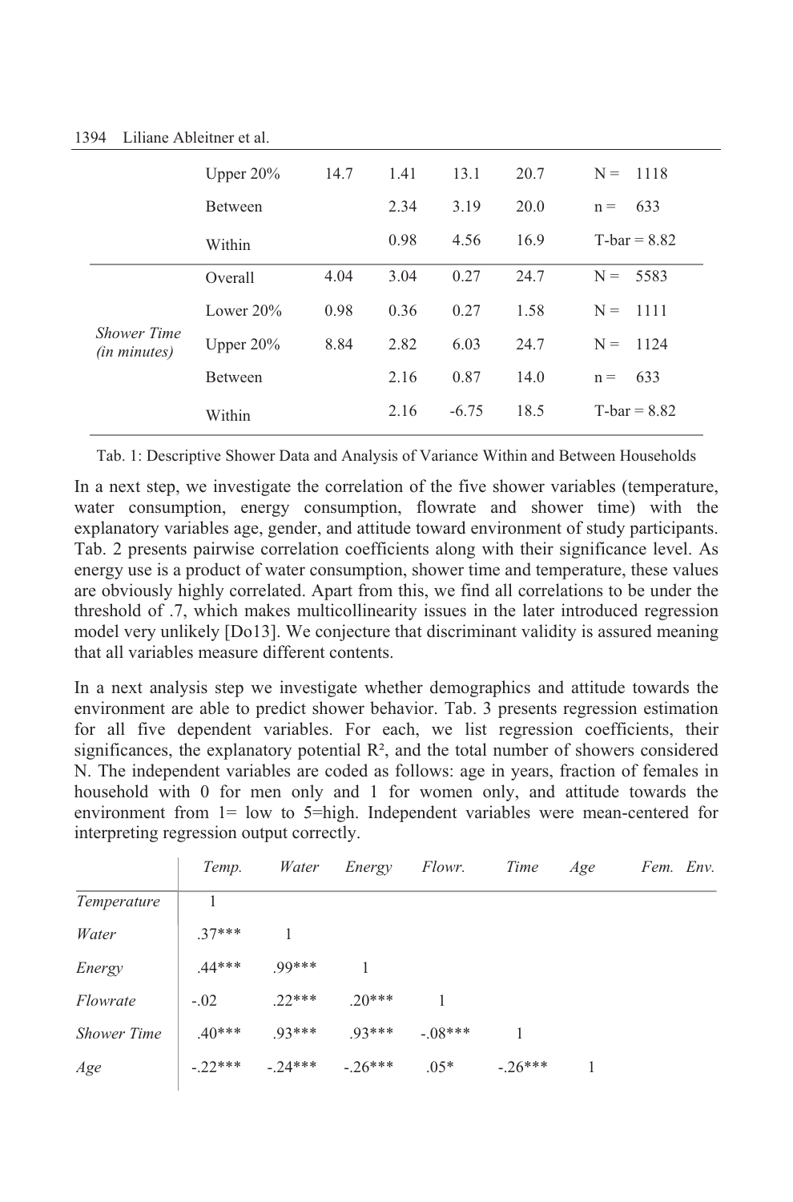| | | | | | | |
|---|---|---|---|---|---|---|
| | Upper 20% | 14.7 | 1.41 | 13.1 | 20.7 | N = 1118 |
| | Between | | 2.34 | 3.19 | 20.0 | n = 633 |
| | Within | | 0.98 | 4.56 | 16.9 | T-bar = 8.82 |
| *Shower Time (in minutes)* | Overall | 4.04 | 3.04 | 0.27 | 24.7 | N = 5583 |
| | Lower 20% | 0.98 | 0.36 | 0.27 | 1.58 | N = 1111 |
| | Upper 20% | 8.84 | 2.82 | 6.03 | 24.7 | N = 1124 |
| | Between | | 2.16 | 0.87 | 14.0 | n = 633 |
| | Within | | 2.16 | -6.75 | 18.5 | T-bar = 8.82 |

Tab. 1: Descriptive Shower Data and Analysis of Variance Within and Between Households

In a next step, we investigate the correlation of the five shower variables (temperature, water consumption, energy consumption, flowrate and shower time) with the explanatory variables age, gender, and attitude toward environment of study participants. Tab. 2 presents pairwise correlation coefficients along with their significance level. As energy use is a product of water consumption, shower time and temperature, these values are obviously highly correlated. Apart from this, we find all correlations to be under the threshold of .7, which makes multicollinearity issues in the later introduced regression model very unlikely [Do13]. We conjecture that discriminant validity is assured meaning that all variables measure different contents.

In a next analysis step we investigate whether demographics and attitude towards the environment are able to predict shower behavior. Tab. 3 presents regression estimation for all five dependent variables. For each, we list regression coefficients, their significances, the explanatory potential $R^2$, and the total number of showers considered N. The independent variables are coded as follows: age in years, fraction of females in household with 0 for men only and 1 for women only, and attitude towards the environment from 1= low to 5=high. Independent variables were mean-centered for interpreting regression output correctly.

| | *Temp.* | *Water* | *Energy* | *Flowr.* | *Time* | *Age* | *Fem.* | *Env.* |
|---|---|---|---|---|---|---|---|---|
| *Temperature* | 1 | | | | | | | |
| *Water* | .37*** | 1 | | | | | | |
| *Energy* | .44*** | .99*** | 1 | | | | | |
| *Flowrate* | -.02 | .22*** | .20*** | 1 | | | | |
| *Shower Time* | .40*** | .93*** | .93*** | -.08*** | 1 | | | |
| *Age* | -.22*** | -.24*** | -.26*** | .05* | -.26*** | 1 | | |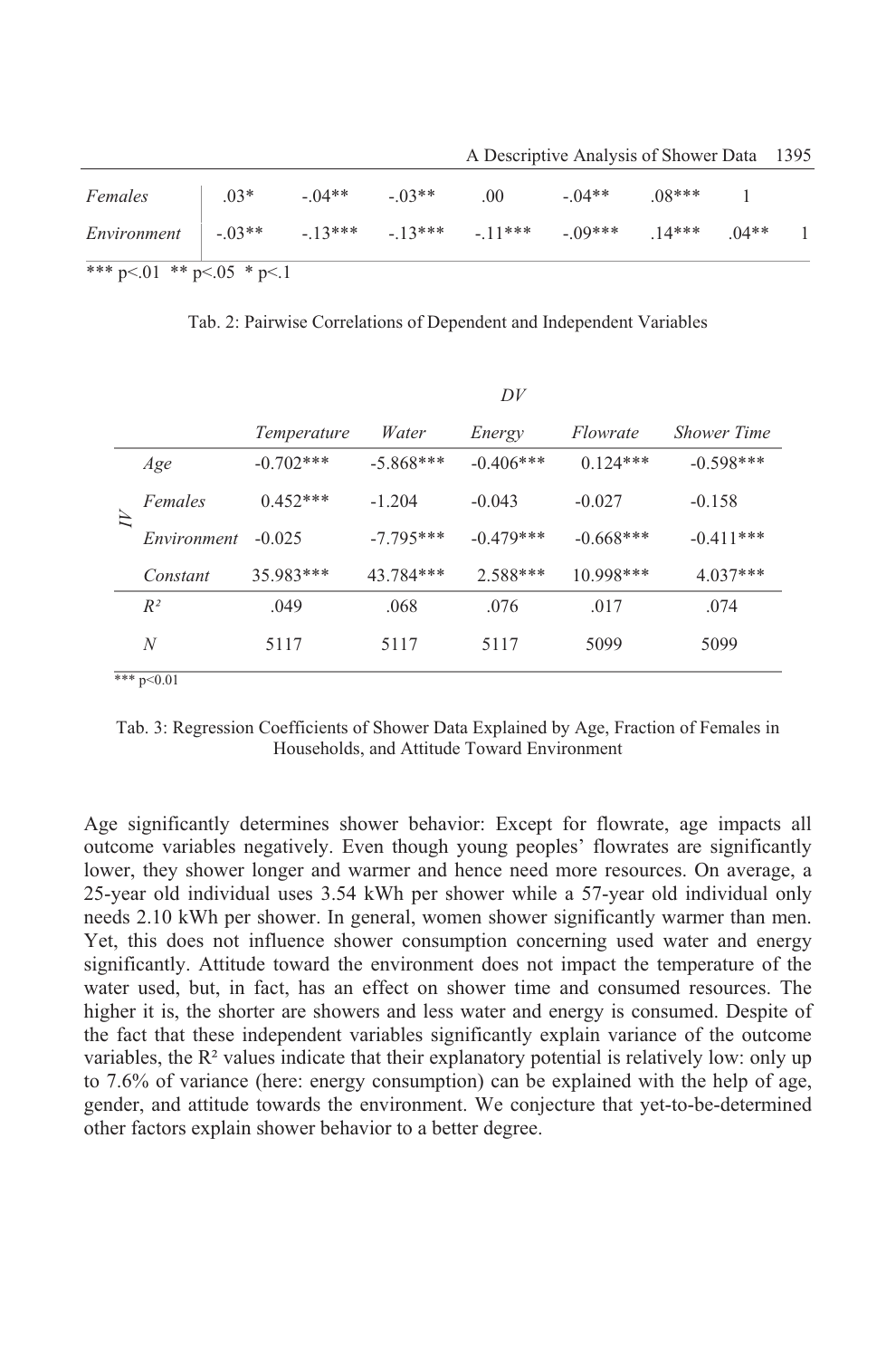| *Females* | .03* | -.04** | -.03** | .00 | -.04** | .08*** | 1 | |
|---|---|---|---|---|---|---|---|---|
| *Environment* | -.03** | -.13*** | -.13*** | -.11*** | -.09*** | .14*** | .04** | 1 |

*** p<.01 ** p<.05 * p<.1

Tab. 2: Pairwise Correlations of Dependent and Independent Variables

| | | *DV* | | | | |
|---|---|---|---|---|---|---|
| | | *Temperature* | *Water* | *Energy* | *Flowrate* | *Shower Time* |
| *IV* | *Age* | -0.702*** | -5.868*** | -0.406*** | 0.124*** | -0.598*** |
| | *Females* | 0.452*** | -1.204 | -0.043 | -0.027 | -0.158 |
| | *Environment* | -0.025 | -7.795*** | -0.479*** | -0.668*** | -0.411*** |
| | *Constant* | 35.983*** | 43.784*** | 2.588*** | 10.998*** | 4.037*** |
| | $R^2$ | .049 | .068 | .076 | .017 | .074 |
| | *N* | 5117 | 5117 | 5117 | 5099 | 5099 |

*** p<0.01

Tab. 3: Regression Coefficients of Shower Data Explained by Age, Fraction of Females in Households, and Attitude Toward Environment

Age significantly determines shower behavior: Except for flowrate, age impacts all outcome variables negatively. Even though young peoples' flowrates are significantly lower, they shower longer and warmer and hence need more resources. On average, a 25-year old individual uses 3.54 kWh per shower while a 57-year old individual only needs 2.10 kWh per shower. In general, women shower significantly warmer than men. Yet, this does not influence shower consumption concerning used water and energy significantly. Attitude toward the environment does not impact the temperature of the water used, but, in fact, has an effect on shower time and consumed resources. The higher it is, the shorter are showers and less water and energy is consumed. Despite of the fact that these independent variables significantly explain variance of the outcome variables, the $R^2$ values indicate that their explanatory potential is relatively low: only up to 7.6% of variance (here: energy consumption) can be explained with the help of age, gender, and attitude towards the environment. We conjecture that yet-to-be-determined other factors explain shower behavior to a better degree.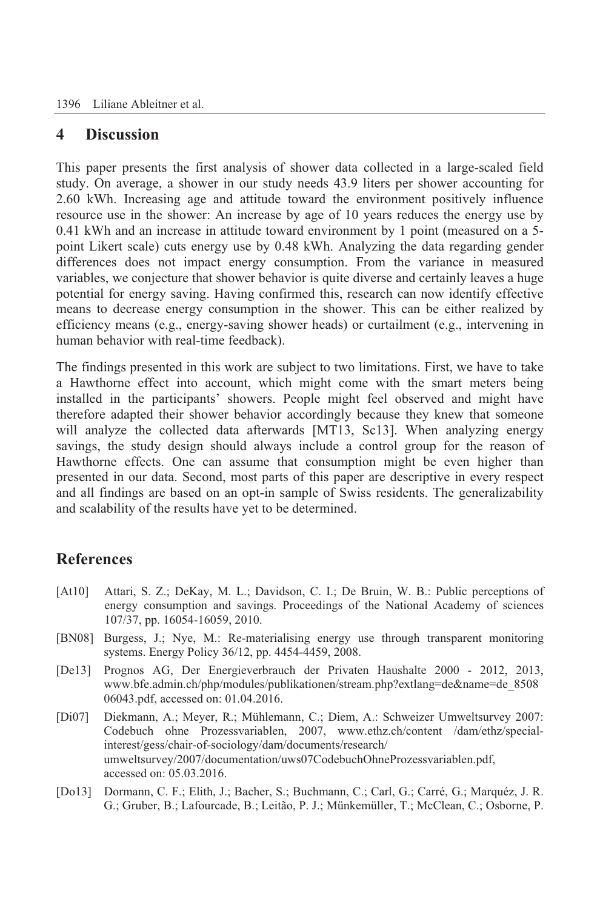## 4 Discussion

This paper presents the first analysis of shower data collected in a large-scaled field study. On average, a shower in our study needs 43.9 liters per shower accounting for 2.60 kWh. Increasing age and attitude toward the environment positively influence resource use in the shower: An increase by age of 10 years reduces the energy use by 0.41 kWh and an increase in attitude toward environment by 1 point (measured on a 5-point Likert scale) cuts energy use by 0.48 kWh. Analyzing the data regarding gender differences does not impact energy consumption. From the variance in measured variables, we conjecture that shower behavior is quite diverse and certainly leaves a huge potential for energy saving. Having confirmed this, research can now identify effective means to decrease energy consumption in the shower. This can be either realized by efficiency means (e.g., energy-saving shower heads) or curtailment (e.g., intervening in human behavior with real-time feedback).

The findings presented in this work are subject to two limitations. First, we have to take a Hawthorne effect into account, which might come with the smart meters being installed in the participants' showers. People might feel observed and might have therefore adapted their shower behavior accordingly because they knew that someone will analyze the collected data afterwards [MT13, Sc13]. When analyzing energy savings, the study design should always include a control group for the reason of Hawthorne effects. One can assume that consumption might be even higher than presented in our data. Second, most parts of this paper are descriptive in every respect and all findings are based on an opt-in sample of Swiss residents. The generalizability and scalability of the results have yet to be determined.

## References

[At10] Attari, S. Z.; DeKay, M. L.; Davidson, C. I.; De Bruin, W. B.: Public perceptions of energy consumption and savings. Proceedings of the National Academy of sciences 107/37, pp. 16054-16059, 2010.

[BN08] Burgess, J.; Nye, M.: Re-materialising energy use through transparent monitoring systems. Energy Policy 36/12, pp. 4454-4459, 2008.

[De13] Prognos AG, Der Energieverbrauch der Privaten Haushalte 2000 - 2012, 2013, www.bfe.admin.ch/php/modules/publikationen/stream.php?extlang=de&name=de_850806043.pdf, accessed on: 01.04.2016.

[Di07] Diekmann, A.; Meyer, R.; Mühlemann, C.; Diem, A.: Schweizer Umweltsurvey 2007: Codebuch ohne Prozessvariablen, 2007, www.ethz.ch/content /dam/ethz/special-interest/gess/chair-of-sociology/dam/documents/research/umweltsurvey/2007/documentation/uws07CodebuchOhneProzessvariablen.pdf, accessed on: 05.03.2016.

[Do13] Dormann, C. F.; Elith, J.; Bacher, S.; Buchmann, C.; Carl, G.; Carré, G.; Marquéz, J. R. G.; Gruber, B.; Lafourcade, B.; Leitão, P. J.; Münkemüller, T.; McClean, C.; Osborne, P.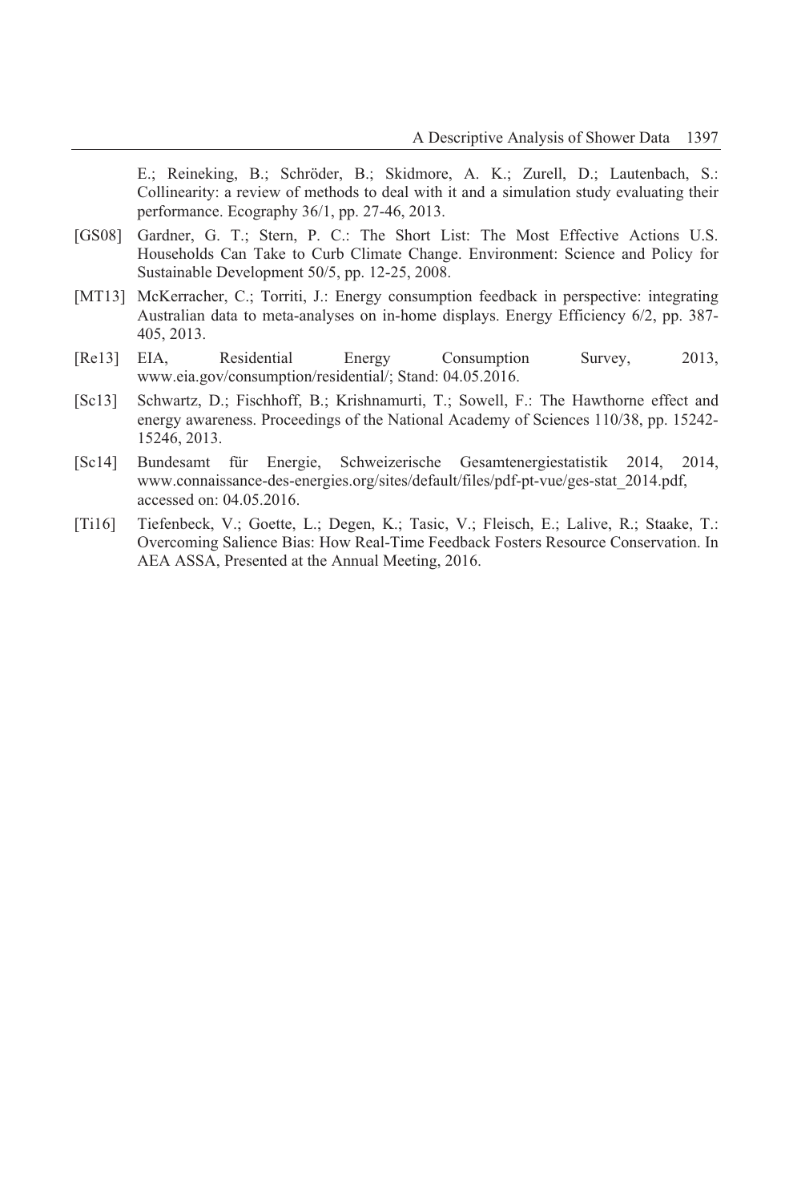E.; Reineking, B.; Schröder, B.; Skidmore, A. K.; Zurell, D.; Lautenbach, S.: Collinearity: a review of methods to deal with it and a simulation study evaluating their performance. Ecography 36/1, pp. 27-46, 2013.

[GS08] Gardner, G. T.; Stern, P. C.: The Short List: The Most Effective Actions U.S. Households Can Take to Curb Climate Change. Environment: Science and Policy for Sustainable Development 50/5, pp. 12-25, 2008.

[MT13] McKerracher, C.; Torriti, J.: Energy consumption feedback in perspective: integrating Australian data to meta-analyses on in-home displays. Energy Efficiency 6/2, pp. 387-405, 2013.

[Re13] EIA, Residential Energy Consumption Survey, 2013, www.eia.gov/consumption/residential/; Stand: 04.05.2016.

[Sc13] Schwartz, D.; Fischhoff, B.; Krishnamurti, T.; Sowell, F.: The Hawthorne effect and energy awareness. Proceedings of the National Academy of Sciences 110/38, pp. 15242-15246, 2013.

[Sc14] Bundesamt für Energie, Schweizerische Gesamtenergiestatistik 2014, 2014, www.connaissance-des-energies.org/sites/default/files/pdf-pt-vue/ges-stat_2014.pdf, accessed on: 04.05.2016.

[Ti16] Tiefenbeck, V.; Goette, L.; Degen, K.; Tasic, V.; Fleisch, E.; Lalive, R.; Staake, T.: Overcoming Salience Bias: How Real-Time Feedback Fosters Resource Conservation. In AEA ASSA, Presented at the Annual Meeting, 2016.